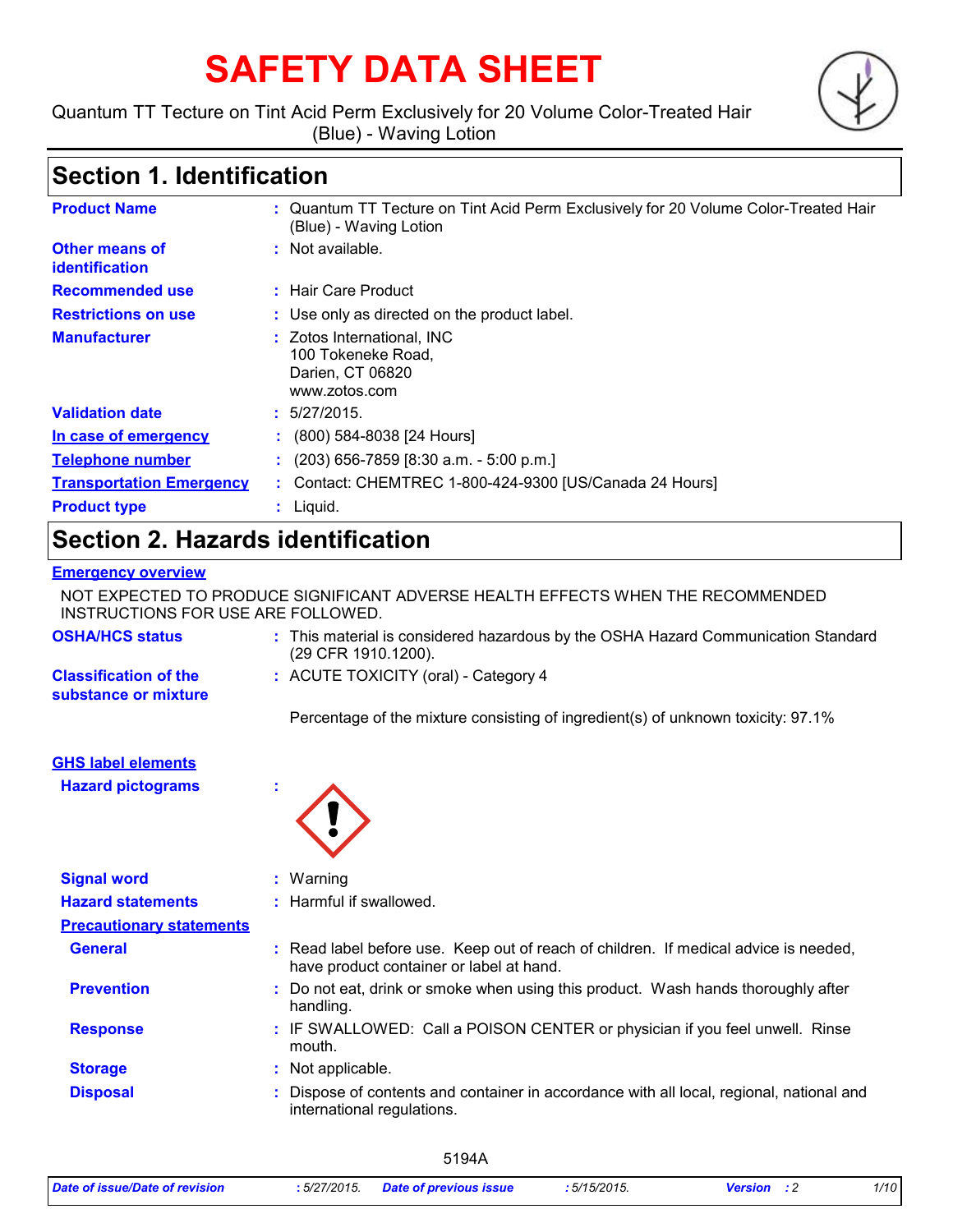# SAFETY DATA SHEET

Quantum TT Tecture on Tint Acid Perm Exclusively for 20 Volume Color-Treated Hair (Blue) - Waving Lotion

## Section 1. Identification

| | |
|---|---|
| **Product Name** | : Quantum TT Tecture on Tint Acid Perm Exclusively for 20 Volume Color-Treated Hair (Blue) - Waving Lotion |
| **Other means of identification** | : Not available. |
| **Recommended use** | : Hair Care Product |
| **Restrictions on use** | : Use only as directed on the product label. |
| **Manufacturer** | : Zotos International, INC<br>100 Tokeneke Road,<br>Darien, CT 06820<br>www.zotos.com |
| **Validation date** | : 5/27/2015. |
| **In case of emergency** | : (800) 584-8038 [24 Hours] |
| **Telephone number** | : (203) 656-7859 [8:30 a.m. - 5:00 p.m.] |
| **Transportation Emergency** | : Contact: CHEMTREC 1-800-424-9300 [US/Canada 24 Hours] |
| **Product type** | : Liquid. |

## Section 2. Hazards identification

**Emergency overview**

NOT EXPECTED TO PRODUCE SIGNIFICANT ADVERSE HEALTH EFFECTS WHEN THE RECOMMENDED INSTRUCTIONS FOR USE ARE FOLLOWED.

| | |
|---|---|
| **OSHA/HCS status** | : This material is considered hazardous by the OSHA Hazard Communication Standard (29 CFR 1910.1200). |
| **Classification of the substance or mixture** | : ACUTE TOXICITY (oral) - Category 4<br><br>Percentage of the mixture consisting of ingredient(s) of unknown toxicity: 97.1% |

**GHS label elements**

| | |
|---|---|
| **Hazard pictograms** | : |
| **Signal word** | : Warning |
| **Hazard statements** | : Harmful if swallowed. |

**Precautionary statements**

| | |
|---|---|
| **General** | : Read label before use. Keep out of reach of children. If medical advice is needed, have product container or label at hand. |
| **Prevention** | : Do not eat, drink or smoke when using this product. Wash hands thoroughly after handling. |
| **Response** | : IF SWALLOWED: Call a POISON CENTER or physician if you feel unwell. Rinse mouth. |
| **Storage** | : Not applicable. |
| **Disposal** | : Dispose of contents and container in accordance with all local, regional, national and international regulations. |

5194A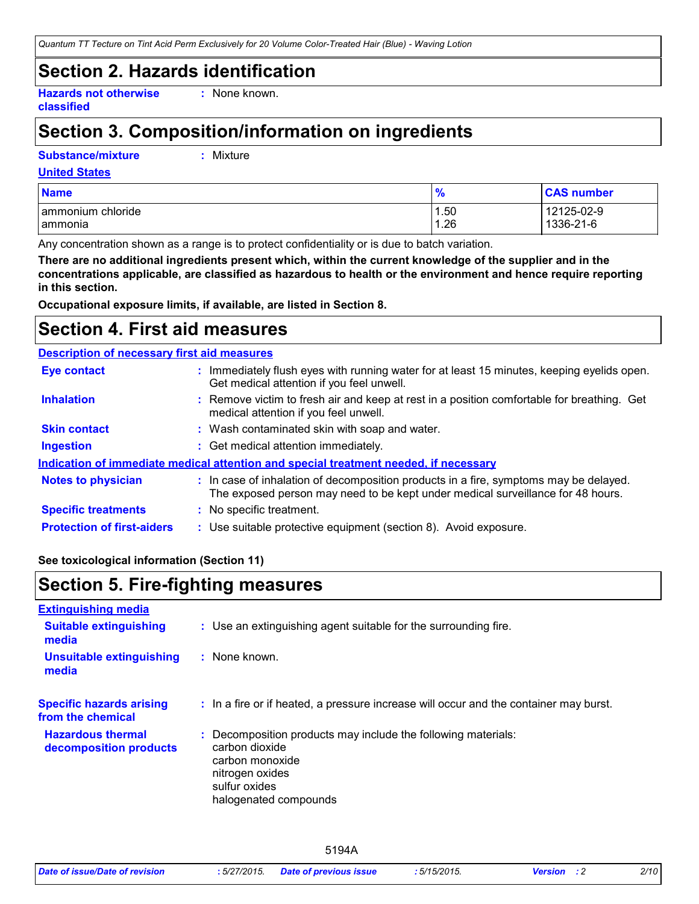## Section 2. Hazards identification

**Hazards not otherwise classified** : None known.

## Section 3. Composition/information on ingredients

**Substance/mixture** : Mixture

**United States**

| Name | % | CAS number |
|---|---|---|
| ammonium chloride | 1.50 | 12125-02-9 |
| ammonia | 1.26 | 1336-21-6 |

Any concentration shown as a range is to protect confidentiality or is due to batch variation.

**There are no additional ingredients present which, within the current knowledge of the supplier and in the concentrations applicable, are classified as hazardous to health or the environment and hence require reporting in this section.**

**Occupational exposure limits, if available, are listed in Section 8.**

## Section 4. First aid measures

**Description of necessary first aid measures**

**Eye contact** : Immediately flush eyes with running water for at least 15 minutes, keeping eyelids open. Get medical attention if you feel unwell.

**Inhalation** : Remove victim to fresh air and keep at rest in a position comfortable for breathing. Get medical attention if you feel unwell.

**Skin contact** : Wash contaminated skin with soap and water.

**Ingestion** : Get medical attention immediately.

**Indication of immediate medical attention and special treatment needed, if necessary**

**Notes to physician** : In case of inhalation of decomposition products in a fire, symptoms may be delayed. The exposed person may need to be kept under medical surveillance for 48 hours.

**Specific treatments** : No specific treatment.

**Protection of first-aiders** : Use suitable protective equipment (section 8). Avoid exposure.

**See toxicological information (Section 11)**

## Section 5. Fire-fighting measures

**Extinguishing media**

**Suitable extinguishing media** : Use an extinguishing agent suitable for the surrounding fire.

**Unsuitable extinguishing media** : None known.

**Specific hazards arising from the chemical** : In a fire or if heated, a pressure increase will occur and the container may burst.

**Hazardous thermal decomposition products** : Decomposition products may include the following materials:
carbon dioxide
carbon monoxide
nitrogen oxides
sulfur oxides
halogenated compounds

5194A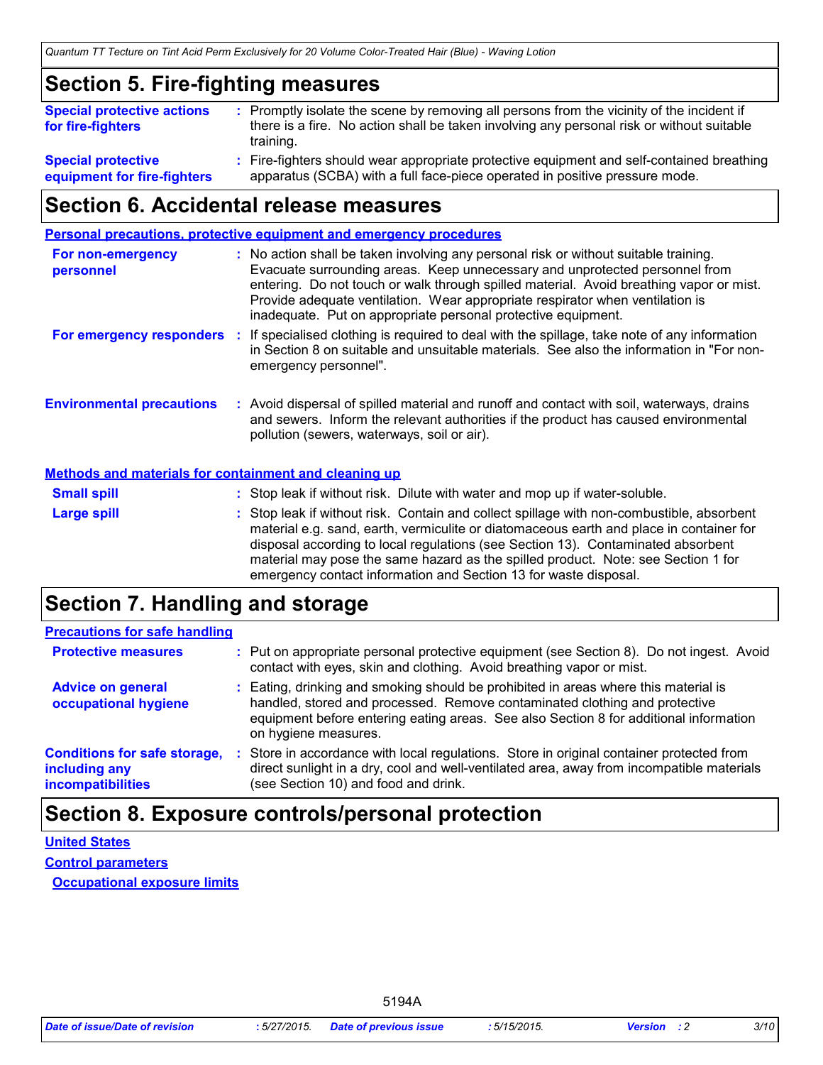## Section 5. Fire-fighting measures

| | |
|---|---|
| **Special protective actions for fire-fighters** | : Promptly isolate the scene by removing all persons from the vicinity of the incident if there is a fire. No action shall be taken involving any personal risk or without suitable training. |
| **Special protective equipment for fire-fighters** | : Fire-fighters should wear appropriate protective equipment and self-contained breathing apparatus (SCBA) with a full face-piece operated in positive pressure mode. |

## Section 6. Accidental release measures

**Personal precautions, protective equipment and emergency procedures**

| | |
|---|---|
| **For non-emergency personnel** | : No action shall be taken involving any personal risk or without suitable training. Evacuate surrounding areas. Keep unnecessary and unprotected personnel from entering. Do not touch or walk through spilled material. Avoid breathing vapor or mist. Provide adequate ventilation. Wear appropriate respirator when ventilation is inadequate. Put on appropriate personal protective equipment. |
| **For emergency responders** | : If specialised clothing is required to deal with the spillage, take note of any information in Section 8 on suitable and unsuitable materials. See also the information in "For non-emergency personnel". |
| **Environmental precautions** | : Avoid dispersal of spilled material and runoff and contact with soil, waterways, drains and sewers. Inform the relevant authorities if the product has caused environmental pollution (sewers, waterways, soil or air). |

**Methods and materials for containment and cleaning up**

| | |
|---|---|
| **Small spill** | : Stop leak if without risk. Dilute with water and mop up if water-soluble. |
| **Large spill** | : Stop leak if without risk. Contain and collect spillage with non-combustible, absorbent material e.g. sand, earth, vermiculite or diatomaceous earth and place in container for disposal according to local regulations (see Section 13). Contaminated absorbent material may pose the same hazard as the spilled product. Note: see Section 1 for emergency contact information and Section 13 for waste disposal. |

## Section 7. Handling and storage

**Precautions for safe handling**

| | |
|---|---|
| **Protective measures** | : Put on appropriate personal protective equipment (see Section 8). Do not ingest. Avoid contact with eyes, skin and clothing. Avoid breathing vapor or mist. |
| **Advice on general occupational hygiene** | : Eating, drinking and smoking should be prohibited in areas where this material is handled, stored and processed. Remove contaminated clothing and protective equipment before entering eating areas. See also Section 8 for additional information on hygiene measures. |
| **Conditions for safe storage, including any incompatibilities** | : Store in accordance with local regulations. Store in original container protected from direct sunlight in a dry, cool and well-ventilated area, away from incompatible materials (see Section 10) and food and drink. |

## Section 8. Exposure controls/personal protection

**United States**

**Control parameters**

**Occupational exposure limits**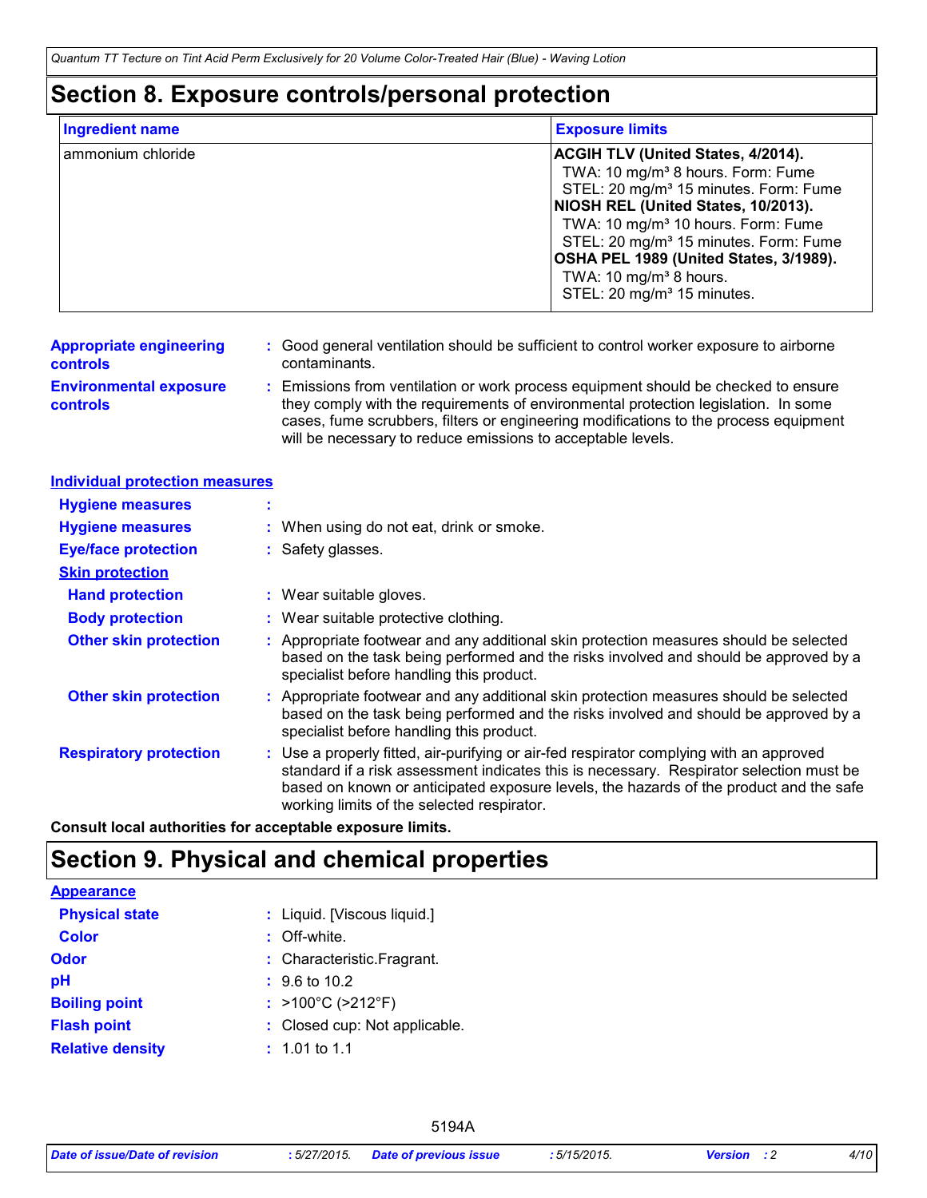# Section 8. Exposure controls/personal protection

| Ingredient name | Exposure limits |
|---|---|
| ammonium chloride | **ACGIH TLV (United States, 4/2014).**<br>TWA: 10 mg/m³ 8 hours. Form: Fume<br>STEL: 20 mg/m³ 15 minutes. Form: Fume<br>**NIOSH REL (United States, 10/2013).**<br>TWA: 10 mg/m³ 10 hours. Form: Fume<br>STEL: 20 mg/m³ 15 minutes. Form: Fume<br>**OSHA PEL 1989 (United States, 3/1989).**<br>TWA: 10 mg/m³ 8 hours.<br>STEL: 20 mg/m³ 15 minutes. |

**Appropriate engineering controls** : Good general ventilation should be sufficient to control worker exposure to airborne contaminants.

**Environmental exposure controls** : Emissions from ventilation or work process equipment should be checked to ensure they comply with the requirements of environmental protection legislation. In some cases, fume scrubbers, filters or engineering modifications to the process equipment will be necessary to reduce emissions to acceptable levels.

## Individual protection measures

**Hygiene measures** :

**Hygiene measures** : When using do not eat, drink or smoke.

**Eye/face protection** : Safety glasses.

### Skin protection

**Hand protection** : Wear suitable gloves.

**Body protection** : Wear suitable protective clothing.

**Other skin protection** : Appropriate footwear and any additional skin protection measures should be selected based on the task being performed and the risks involved and should be approved by a specialist before handling this product.

**Other skin protection** : Appropriate footwear and any additional skin protection measures should be selected based on the task being performed and the risks involved and should be approved by a specialist before handling this product.

**Respiratory protection** : Use a properly fitted, air-purifying or air-fed respirator complying with an approved standard if a risk assessment indicates this is necessary. Respirator selection must be based on known or anticipated exposure levels, the hazards of the product and the safe working limits of the selected respirator.

**Consult local authorities for acceptable exposure limits.**

# Section 9. Physical and chemical properties

## Appearance

**Physical state** : Liquid. [Viscous liquid.]

**Color** : Off-white.

**Odor** : Characteristic.Fragrant.

**pH** : 9.6 to 10.2

**Boiling point** : >100°C (>212°F)

**Flash point** : Closed cup: Not applicable.

**Relative density** : 1.01 to 1.1

5194A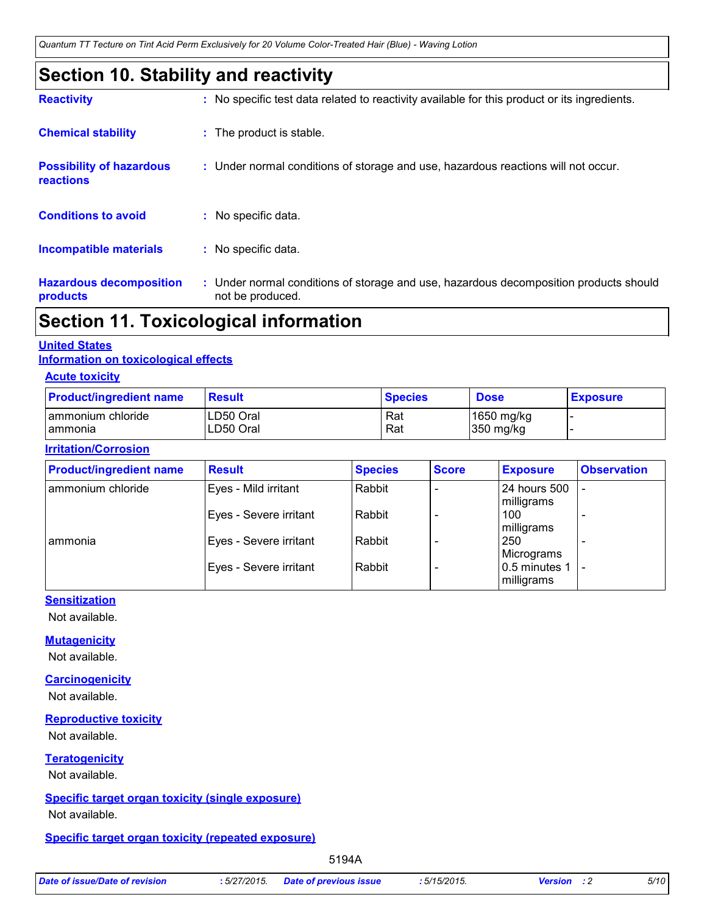# Section 10. Stability and reactivity

**Reactivity** : No specific test data related to reactivity available for this product or its ingredients.

**Chemical stability** : The product is stable.

**Possibility of hazardous reactions** : Under normal conditions of storage and use, hazardous reactions will not occur.

**Conditions to avoid** : No specific data.

**Incompatible materials** : No specific data.

**Hazardous decomposition products** : Under normal conditions of storage and use, hazardous decomposition products should not be produced.

# Section 11. Toxicological information

## United States

### Information on toxicological effects

#### Acute toxicity

| Product/ingredient name | Result | Species | Dose | Exposure |
|---|---|---|---|---|
| ammonium chloride | LD50 Oral | Rat | 1650 mg/kg | - |
| ammonia | LD50 Oral | Rat | 350 mg/kg | - |

#### Irritation/Corrosion

| Product/ingredient name | Result | Species | Score | Exposure | Observation |
|---|---|---|---|---|---|
| ammonium chloride | Eyes - Mild irritant | Rabbit | - | 24 hours 500 milligrams | - |
| | Eyes - Severe irritant | Rabbit | - | 100 milligrams | - |
| ammonia | Eyes - Severe irritant | Rabbit | - | 250 Micrograms | - |
| | Eyes - Severe irritant | Rabbit | - | 0.5 minutes 1 milligrams | - |

#### Sensitization

Not available.

#### Mutagenicity

Not available.

#### Carcinogenicity

Not available.

#### Reproductive toxicity

Not available.

#### Teratogenicity

Not available.

#### Specific target organ toxicity (single exposure)

Not available.

#### Specific target organ toxicity (repeated exposure)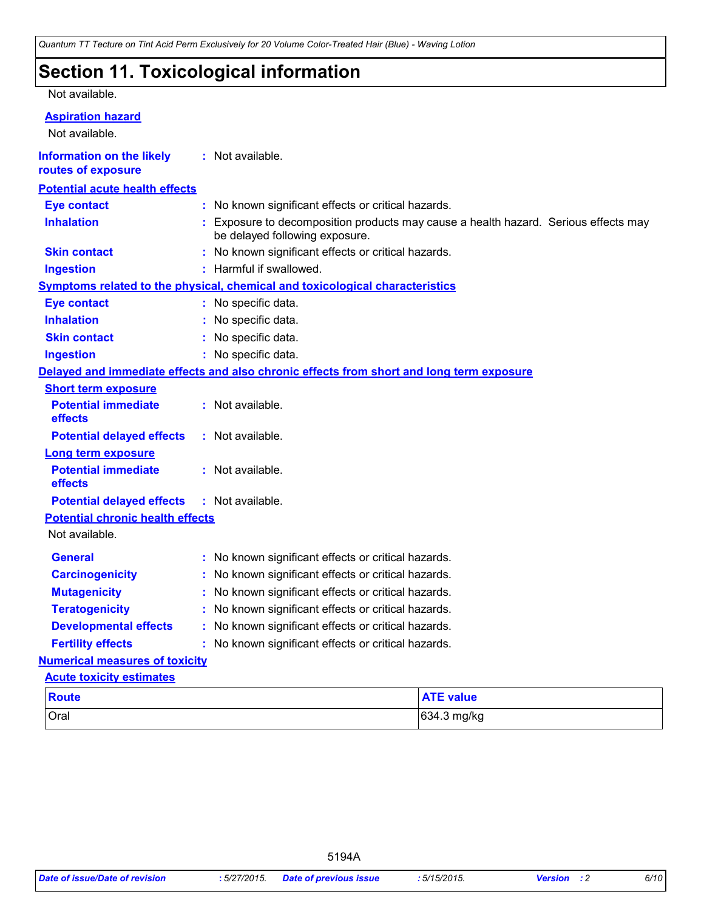# Section 11. Toxicological information

Not available.

**Aspiration hazard**

Not available.

**Information on the likely routes of exposure** : Not available.

**Potential acute health effects**

**Eye contact** : No known significant effects or critical hazards.

**Inhalation** : Exposure to decomposition products may cause a health hazard. Serious effects may be delayed following exposure.

**Skin contact** : No known significant effects or critical hazards.

**Ingestion** : Harmful if swallowed.

**Symptoms related to the physical, chemical and toxicological characteristics**

**Eye contact** : No specific data.

**Inhalation** : No specific data.

**Skin contact** : No specific data.

**Ingestion** : No specific data.

**Delayed and immediate effects and also chronic effects from short and long term exposure**

**Short term exposure**

**Potential immediate effects** : Not available.

**Potential delayed effects** : Not available.

**Long term exposure**

**Potential immediate effects** : Not available.

**Potential delayed effects** : Not available.

**Potential chronic health effects**

Not available.

**General** : No known significant effects or critical hazards.

**Carcinogenicity** : No known significant effects or critical hazards.

**Mutagenicity** : No known significant effects or critical hazards.

**Teratogenicity** : No known significant effects or critical hazards.

**Developmental effects** : No known significant effects or critical hazards.

**Fertility effects** : No known significant effects or critical hazards.

**Numerical measures of toxicity**

**Acute toxicity estimates**

| Route | ATE value |
|---|---|
| Oral | 634.3 mg/kg |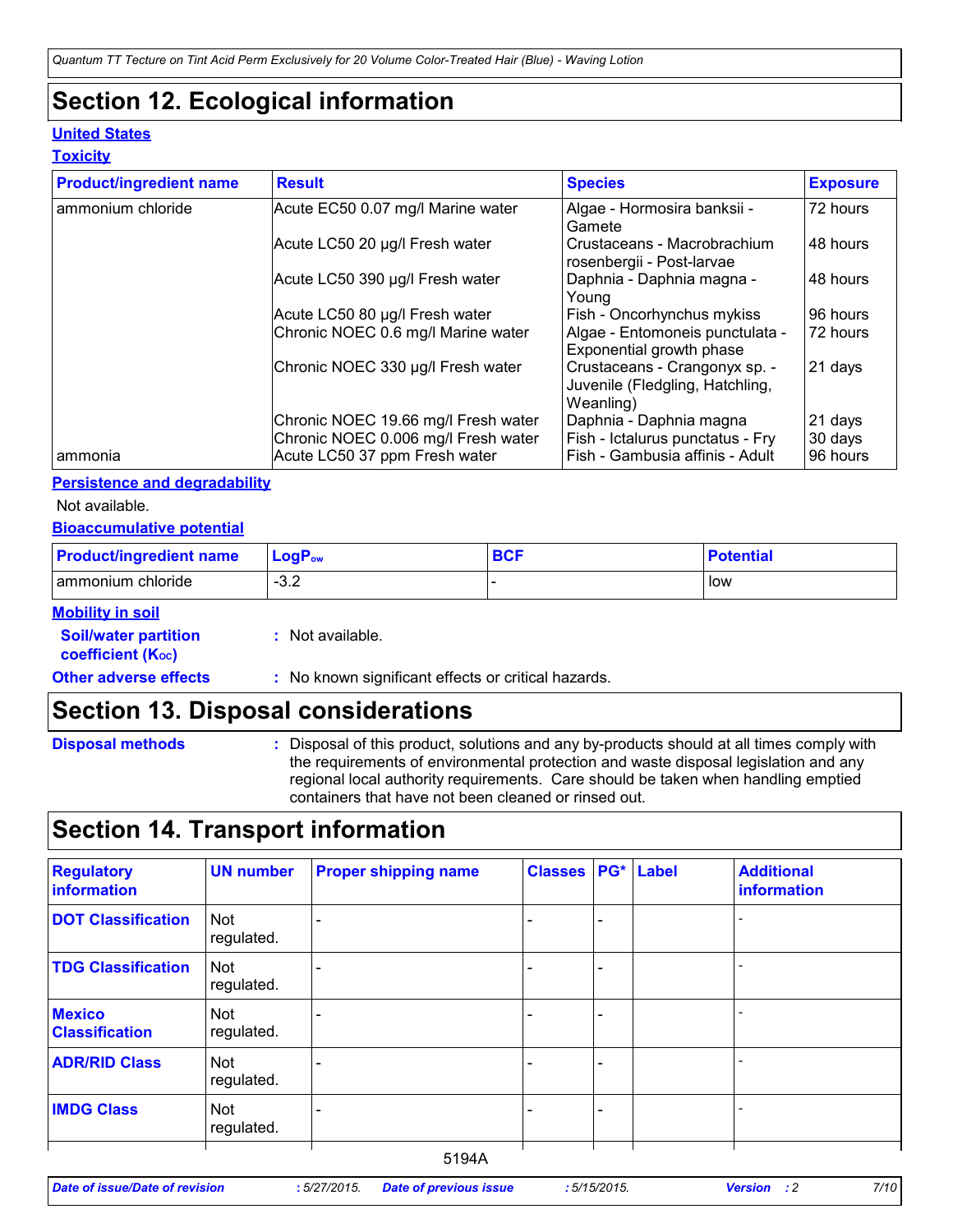## Section 12. Ecological information

**United States**

**Toxicity**

| Product/ingredient name | Result | Species | Exposure |
|---|---|---|---|
| ammonium chloride | Acute EC50 0.07 mg/l Marine water | Algae - Hormosira banksii - Gamete | 72 hours |
| | Acute LC50 20 µg/l Fresh water | Crustaceans - Macrobrachium rosenbergii - Post-larvae | 48 hours |
| | Acute LC50 390 µg/l Fresh water | Daphnia - Daphnia magna - Young | 48 hours |
| | Acute LC50 80 µg/l Fresh water | Fish - Oncorhynchus mykiss | 96 hours |
| | Chronic NOEC 0.6 mg/l Marine water | Algae - Entomoneis punctulata - Exponential growth phase | 72 hours |
| | Chronic NOEC 330 µg/l Fresh water | Crustaceans - Crangonyx sp. - Juvenile (Fledgling, Hatchling, Weanling) | 21 days |
| | Chronic NOEC 19.66 mg/l Fresh water | Daphnia - Daphnia magna | 21 days |
| | Chronic NOEC 0.006 mg/l Fresh water | Fish - Ictalurus punctatus - Fry | 30 days |
| ammonia | Acute LC50 37 ppm Fresh water | Fish - Gambusia affinis - Adult | 96 hours |

**Persistence and degradability**

Not available.

**Bioaccumulative potential**

| Product/ingredient name | $LogP_{ow}$ | BCF | Potential |
|---|---|---|---|
| ammonium chloride | -3.2 | - | low |

**Mobility in soil**

**Soil/water partition coefficient ($K_{oc}$)** : Not available.

**Other adverse effects** : No known significant effects or critical hazards.

## Section 13. Disposal considerations

**Disposal methods** : Disposal of this product, solutions and any by-products should at all times comply with the requirements of environmental protection and waste disposal legislation and any regional local authority requirements. Care should be taken when handling emptied containers that have not been cleaned or rinsed out.

## Section 14. Transport information

| Regulatory information | UN number | Proper shipping name | Classes | PG* | Label | Additional information |
|---|---|---|---|---|---|---|
| DOT Classification | Not regulated. | - | - | - | | - |
| TDG Classification | Not regulated. | - | - | - | | - |
| Mexico Classification | Not regulated. | - | - | - | | - |
| ADR/RID Class | Not regulated. | - | - | - | | - |
| IMDG Class | Not regulated. | - | - | - | | - |

5194A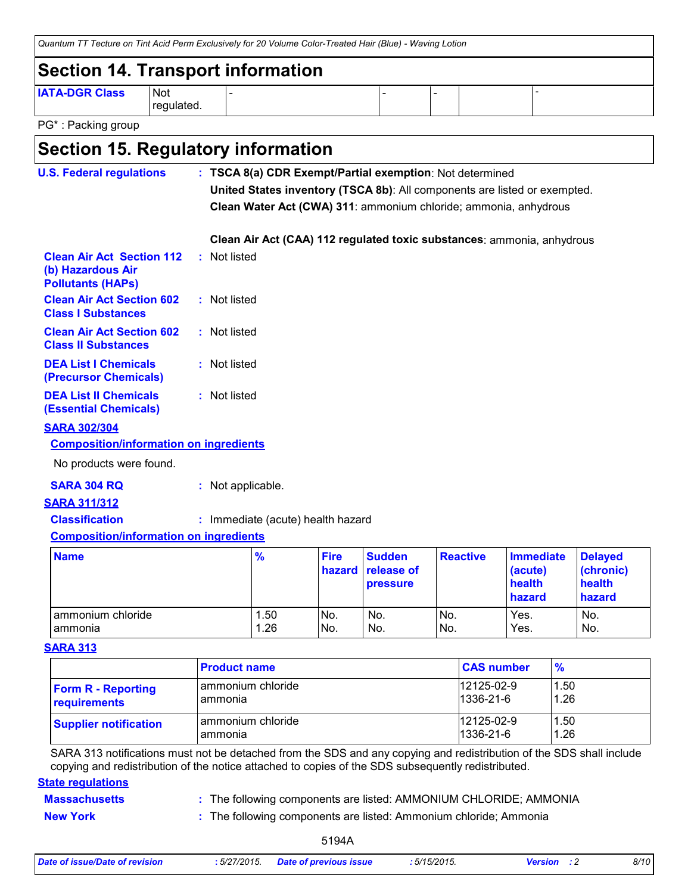## Section 14. Transport information

| IATA-DGR Class | Not regulated. | - | - | - | | - |
|---|---|---|---|---|---|---|

PG* : Packing group

## Section 15. Regulatory information

**U.S. Federal regulations** : **TSCA 8(a) CDR Exempt/Partial exemption**: Not determined

**United States inventory (TSCA 8b)**: All components are listed or exempted.

**Clean Water Act (CWA) 311**: ammonium chloride; ammonia, anhydrous

**Clean Air Act (CAA) 112 regulated toxic substances**: ammonia, anhydrous

**Clean Air Act Section 112 (b) Hazardous Air Pollutants (HAPs)** : Not listed

**Clean Air Act Section 602 Class I Substances** : Not listed

**Clean Air Act Section 602 Class II Substances** : Not listed

**DEA List I Chemicals (Precursor Chemicals)** : Not listed

**DEA List II Chemicals (Essential Chemicals)** : Not listed

**SARA 302/304**

**Composition/information on ingredients**

No products were found.

**SARA 304 RQ** : Not applicable.

**SARA 311/312**

**Classification** : Immediate (acute) health hazard

**Composition/information on ingredients**

| Name | % | Fire hazard | Sudden release of pressure | Reactive | Immediate (acute) health hazard | Delayed (chronic) health hazard |
|---|---|---|---|---|---|---|
| ammonium chloride | 1.50 | No. | No. | No. | Yes. | No. |
| ammonia | 1.26 | No. | No. | No. | Yes. | No. |

**SARA 313**

| | Product name | CAS number | % |
|---|---|---|---|
| **Form R - Reporting requirements** | ammonium chloride | 12125-02-9 | 1.50 |
| | ammonia | 1336-21-6 | 1.26 |
| **Supplier notification** | ammonium chloride | 12125-02-9 | 1.50 |
| | ammonia | 1336-21-6 | 1.26 |

SARA 313 notifications must not be detached from the SDS and any copying and redistribution of the SDS shall include copying and redistribution of the notice attached to copies of the SDS subsequently redistributed.

**State regulations**

**Massachusetts** : The following components are listed: AMMONIUM CHLORIDE; AMMONIA

**New York** : The following components are listed: Ammonium chloride; Ammonia

5194A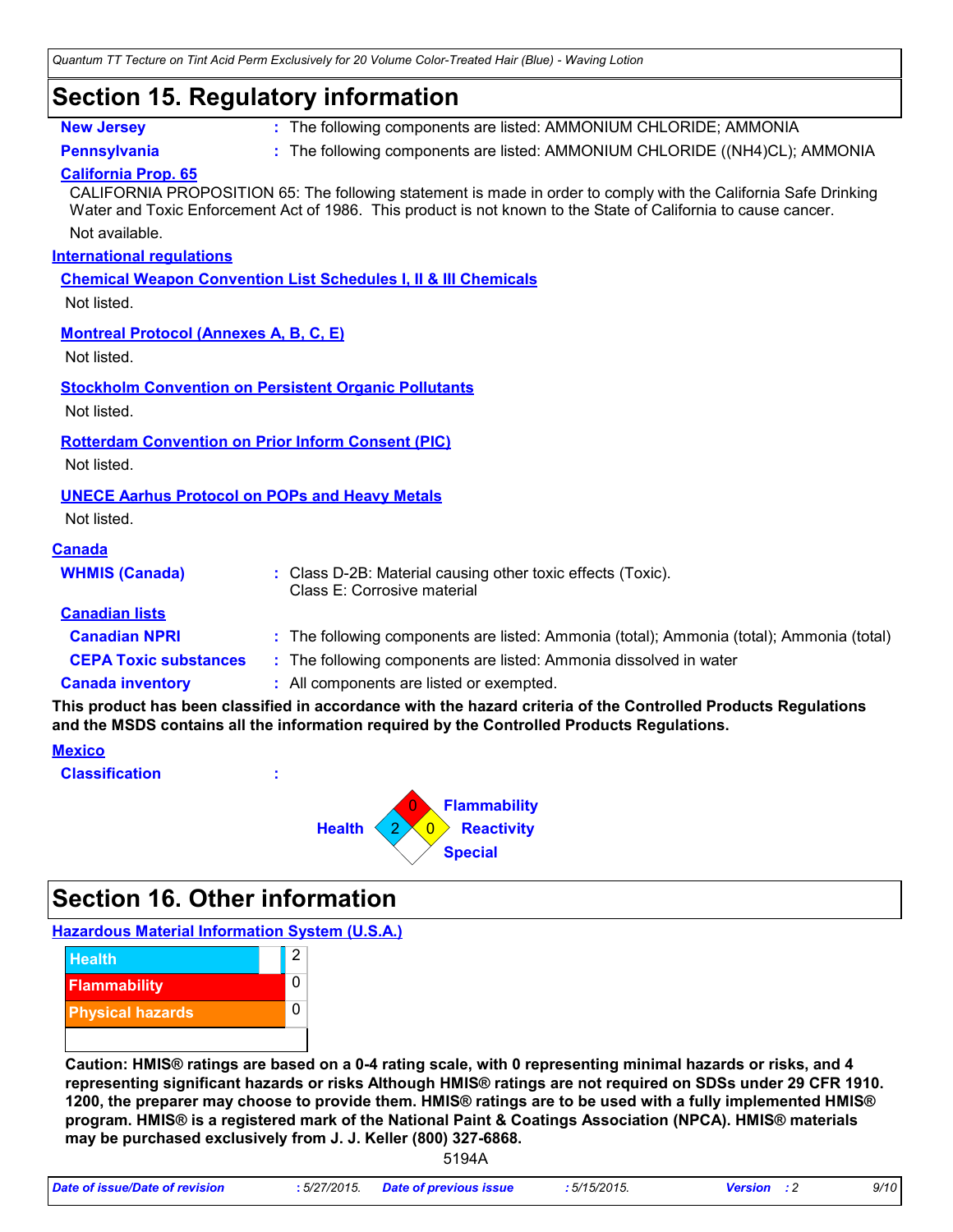## Section 15. Regulatory information

**New Jersey** : The following components are listed: AMMONIUM CHLORIDE; AMMONIA

**Pennsylvania** : The following components are listed: AMMONIUM CHLORIDE ((NH4)CL); AMMONIA

**California Prop. 65**

CALIFORNIA PROPOSITION 65: The following statement is made in order to comply with the California Safe Drinking Water and Toxic Enforcement Act of 1986. This product is not known to the State of California to cause cancer.

Not available.

**International regulations**

**Chemical Weapon Convention List Schedules I, II & III Chemicals**

Not listed.

**Montreal Protocol (Annexes A, B, C, E)**

Not listed.

**Stockholm Convention on Persistent Organic Pollutants**

Not listed.

**Rotterdam Convention on Prior Inform Consent (PIC)**

Not listed.

**UNECE Aarhus Protocol on POPs and Heavy Metals**

Not listed.

**Canada**

**WHMIS (Canada)** : Class D-2B: Material causing other toxic effects (Toxic).
Class E: Corrosive material

**Canadian lists**

**Canadian NPRI** : The following components are listed: Ammonia (total); Ammonia (total); Ammonia (total)

**CEPA Toxic substances** : The following components are listed: Ammonia dissolved in water

**Canada inventory** : All components are listed or exempted.

**This product has been classified in accordance with the hazard criteria of the Controlled Products Regulations and the MSDS contains all the information required by the Controlled Products Regulations.**

**Mexico**

**Classification** :

| Health | Flammability | Reactivity | Special |
|---|---|---|---|
| 2 | 0 | 0 | |

## Section 16. Other information

**Hazardous Material Information System (U.S.A.)**

| | |
|---|---|
| Health | 2 |
| Flammability | 0 |
| Physical hazards | 0 |

**Caution: HMIS® ratings are based on a 0-4 rating scale, with 0 representing minimal hazards or risks, and 4 representing significant hazards or risks Although HMIS® ratings are not required on SDSs under 29 CFR 1910. 1200, the preparer may choose to provide them. HMIS® ratings are to be used with a fully implemented HMIS® program. HMIS® is a registered mark of the National Paint & Coatings Association (NPCA). HMIS® materials may be purchased exclusively from J. J. Keller (800) 327-6868.**

5194A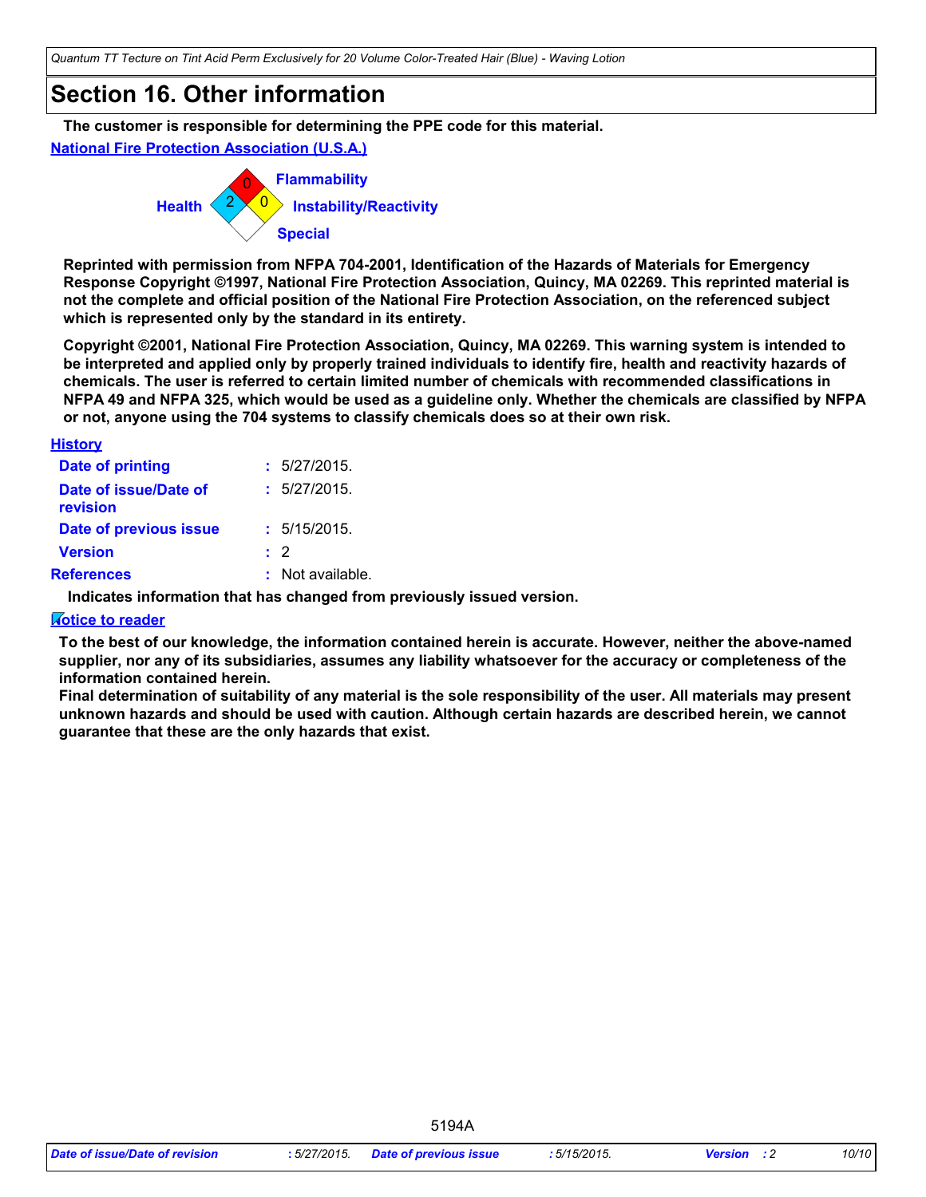# Section 16. Other information

**The customer is responsible for determining the PPE code for this material.**

**National Fire Protection Association (U.S.A.)**

Flammability: 0

Health: 2

Instability/Reactivity: 0

Special

**Reprinted with permission from NFPA 704-2001, Identification of the Hazards of Materials for Emergency Response Copyright ©1997, National Fire Protection Association, Quincy, MA 02269. This reprinted material is not the complete and official position of the National Fire Protection Association, on the referenced subject which is represented only by the standard in its entirety.**

**Copyright ©2001, National Fire Protection Association, Quincy, MA 02269. This warning system is intended to be interpreted and applied only by properly trained individuals to identify fire, health and reactivity hazards of chemicals. The user is referred to certain limited number of chemicals with recommended classifications in NFPA 49 and NFPA 325, which would be used as a guideline only. Whether the chemicals are classified by NFPA or not, anyone using the 704 systems to classify chemicals does so at their own risk.**

**History**

| | |
|---|---|
| **Date of printing** | : 5/27/2015. |
| **Date of issue/Date of revision** | : 5/27/2015. |
| **Date of previous issue** | : 5/15/2015. |
| **Version** | : 2 |
| **References** | : Not available. |

**Indicates information that has changed from previously issued version.**

**Notice to reader**

**To the best of our knowledge, the information contained herein is accurate. However, neither the above-named supplier, nor any of its subsidiaries, assumes any liability whatsoever for the accuracy or completeness of the information contained herein.**
**Final determination of suitability of any material is the sole responsibility of the user. All materials may present unknown hazards and should be used with caution. Although certain hazards are described herein, we cannot guarantee that these are the only hazards that exist.**

5194A